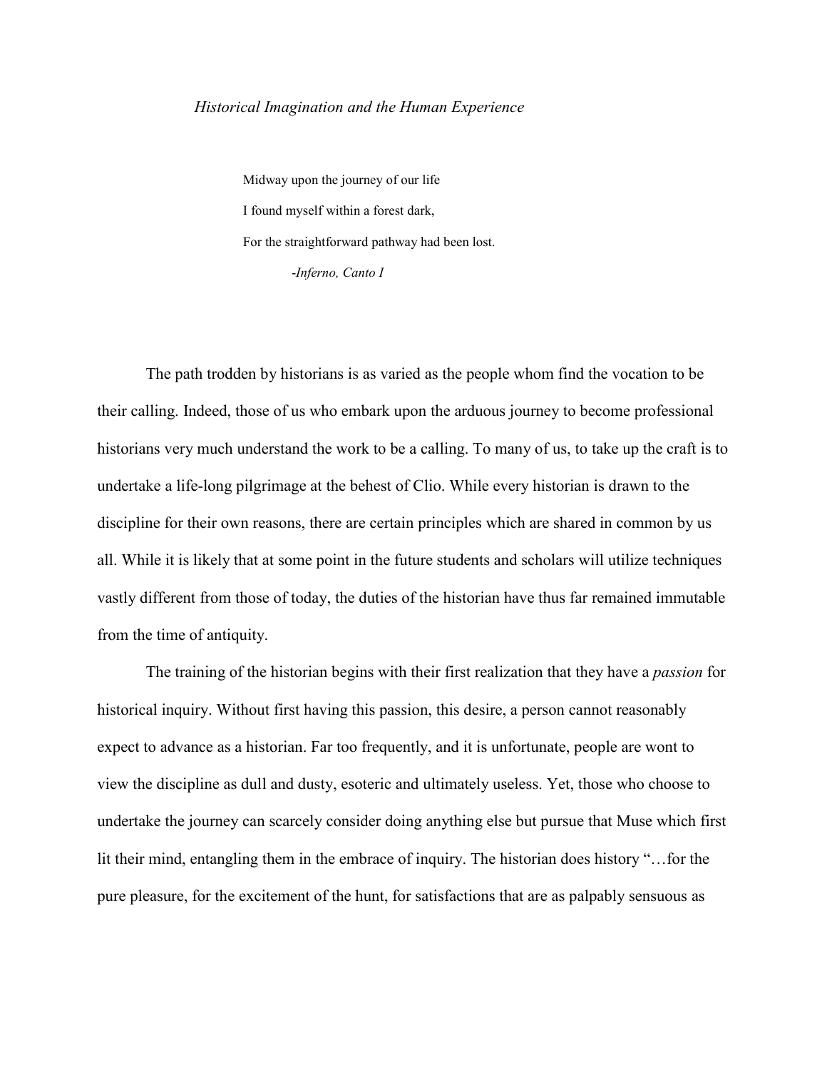# *Historical Imagination and the Human Experience*

> Midway upon the journey of our life
> I found myself within a forest dark,
> For the straightforward pathway had been lost.
>
> -*Inferno, Canto I*

The path trodden by historians is as varied as the people whom find the vocation to be their calling. Indeed, those of us who embark upon the arduous journey to become professional historians very much understand the work to be a calling. To many of us, to take up the craft is to undertake a life-long pilgrimage at the behest of Clio. While every historian is drawn to the discipline for their own reasons, there are certain principles which are shared in common by us all. While it is likely that at some point in the future students and scholars will utilize techniques vastly different from those of today, the duties of the historian have thus far remained immutable from the time of antiquity.

The training of the historian begins with their first realization that they have a *passion* for historical inquiry. Without first having this passion, this desire, a person cannot reasonably expect to advance as a historian. Far too frequently, and it is unfortunate, people are wont to view the discipline as dull and dusty, esoteric and ultimately useless. Yet, those who choose to undertake the journey can scarcely consider doing anything else but pursue that Muse which first lit their mind, entangling them in the embrace of inquiry. The historian does history "…for the pure pleasure, for the excitement of the hunt, for satisfactions that are as palpably sensuous as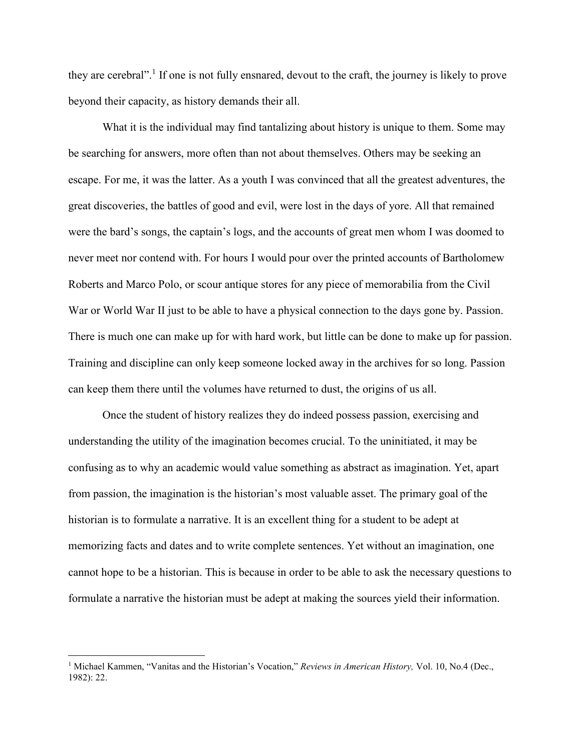they are cerebral”.[1] If one is not fully ensnared, devout to the craft, the journey is likely to prove beyond their capacity, as history demands their all.

What it is the individual may find tantalizing about history is unique to them. Some may be searching for answers, more often than not about themselves. Others may be seeking an escape. For me, it was the latter. As a youth I was convinced that all the greatest adventures, the great discoveries, the battles of good and evil, were lost in the days of yore. All that remained were the bard’s songs, the captain’s logs, and the accounts of great men whom I was doomed to never meet nor contend with. For hours I would pour over the printed accounts of Bartholomew Roberts and Marco Polo, or scour antique stores for any piece of memorabilia from the Civil War or World War II just to be able to have a physical connection to the days gone by. Passion. There is much one can make up for with hard work, but little can be done to make up for passion. Training and discipline can only keep someone locked away in the archives for so long. Passion can keep them there until the volumes have returned to dust, the origins of us all.

Once the student of history realizes they do indeed possess passion, exercising and understanding the utility of the imagination becomes crucial. To the uninitiated, it may be confusing as to why an academic would value something as abstract as imagination. Yet, apart from passion, the imagination is the historian’s most valuable asset. The primary goal of the historian is to formulate a narrative. It is an excellent thing for a student to be adept at memorizing facts and dates and to write complete sentences. Yet without an imagination, one cannot hope to be a historian. This is because in order to be able to ask the necessary questions to formulate a narrative the historian must be adept at making the sources yield their information.

---

[1] Michael Kammen, “Vanitas and the Historian’s Vocation,” *Reviews in American History,* Vol. 10, No.4 (Dec., 1982): 22.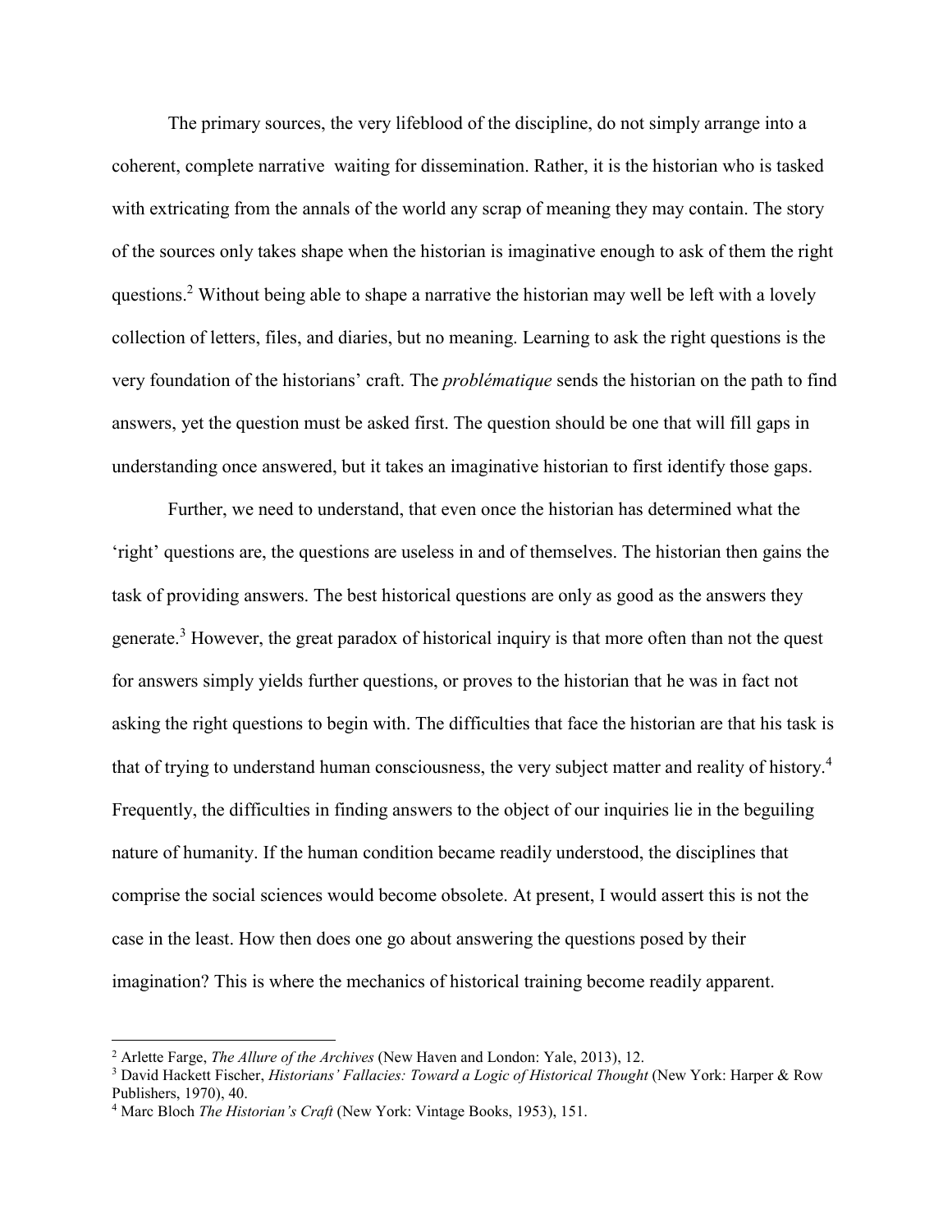The primary sources, the very lifeblood of the discipline, do not simply arrange into a coherent, complete narrative waiting for dissemination. Rather, it is the historian who is tasked with extricating from the annals of the world any scrap of meaning they may contain. The story of the sources only takes shape when the historian is imaginative enough to ask of them the right questions.[2] Without being able to shape a narrative the historian may well be left with a lovely collection of letters, files, and diaries, but no meaning. Learning to ask the right questions is the very foundation of the historians' craft. The *problématique* sends the historian on the path to find answers, yet the question must be asked first. The question should be one that will fill gaps in understanding once answered, but it takes an imaginative historian to first identify those gaps.

Further, we need to understand, that even once the historian has determined what the 'right' questions are, the questions are useless in and of themselves. The historian then gains the task of providing answers. The best historical questions are only as good as the answers they generate.[3] However, the great paradox of historical inquiry is that more often than not the quest for answers simply yields further questions, or proves to the historian that he was in fact not asking the right questions to begin with. The difficulties that face the historian are that his task is that of trying to understand human consciousness, the very subject matter and reality of history.[4] Frequently, the difficulties in finding answers to the object of our inquiries lie in the beguiling nature of humanity. If the human condition became readily understood, the disciplines that comprise the social sciences would become obsolete. At present, I would assert this is not the case in the least. How then does one go about answering the questions posed by their imagination? This is where the mechanics of historical training become readily apparent.

---

[2] Arlette Farge, *The Allure of the Archives* (New Haven and London: Yale, 2013), 12.

[3] David Hackett Fischer, *Historians' Fallacies: Toward a Logic of Historical Thought* (New York: Harper & Row Publishers, 1970), 40.

[4] Marc Bloch *The Historian's Craft* (New York: Vintage Books, 1953), 151.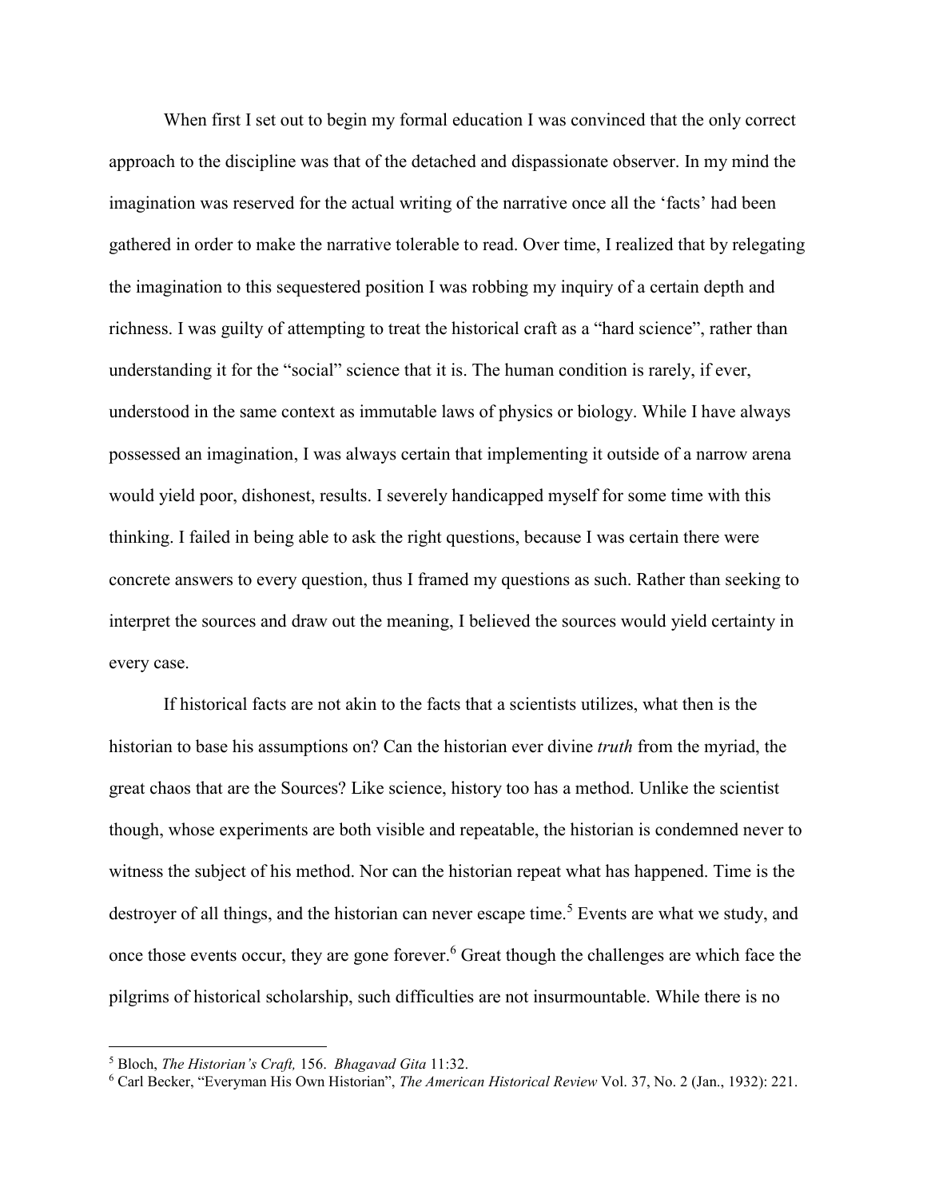When first I set out to begin my formal education I was convinced that the only correct approach to the discipline was that of the detached and dispassionate observer. In my mind the imagination was reserved for the actual writing of the narrative once all the 'facts' had been gathered in order to make the narrative tolerable to read. Over time, I realized that by relegating the imagination to this sequestered position I was robbing my inquiry of a certain depth and richness. I was guilty of attempting to treat the historical craft as a "hard science", rather than understanding it for the "social" science that it is. The human condition is rarely, if ever, understood in the same context as immutable laws of physics or biology. While I have always possessed an imagination, I was always certain that implementing it outside of a narrow arena would yield poor, dishonest, results. I severely handicapped myself for some time with this thinking. I failed in being able to ask the right questions, because I was certain there were concrete answers to every question, thus I framed my questions as such. Rather than seeking to interpret the sources and draw out the meaning, I believed the sources would yield certainty in every case.

If historical facts are not akin to the facts that a scientists utilizes, what then is the historian to base his assumptions on? Can the historian ever divine *truth* from the myriad, the great chaos that are the Sources? Like science, history too has a method. Unlike the scientist though, whose experiments are both visible and repeatable, the historian is condemned never to witness the subject of his method. Nor can the historian repeat what has happened. Time is the destroyer of all things, and the historian can never escape time.[5] Events are what we study, and once those events occur, they are gone forever.[6] Great though the challenges are which face the pilgrims of historical scholarship, such difficulties are not insurmountable. While there is no

---

[5] Bloch, *The Historian's Craft,* 156. *Bhagavad Gita* 11:32.

[6] Carl Becker, "Everyman His Own Historian", *The American Historical Review* Vol. 37, No. 2 (Jan., 1932): 221.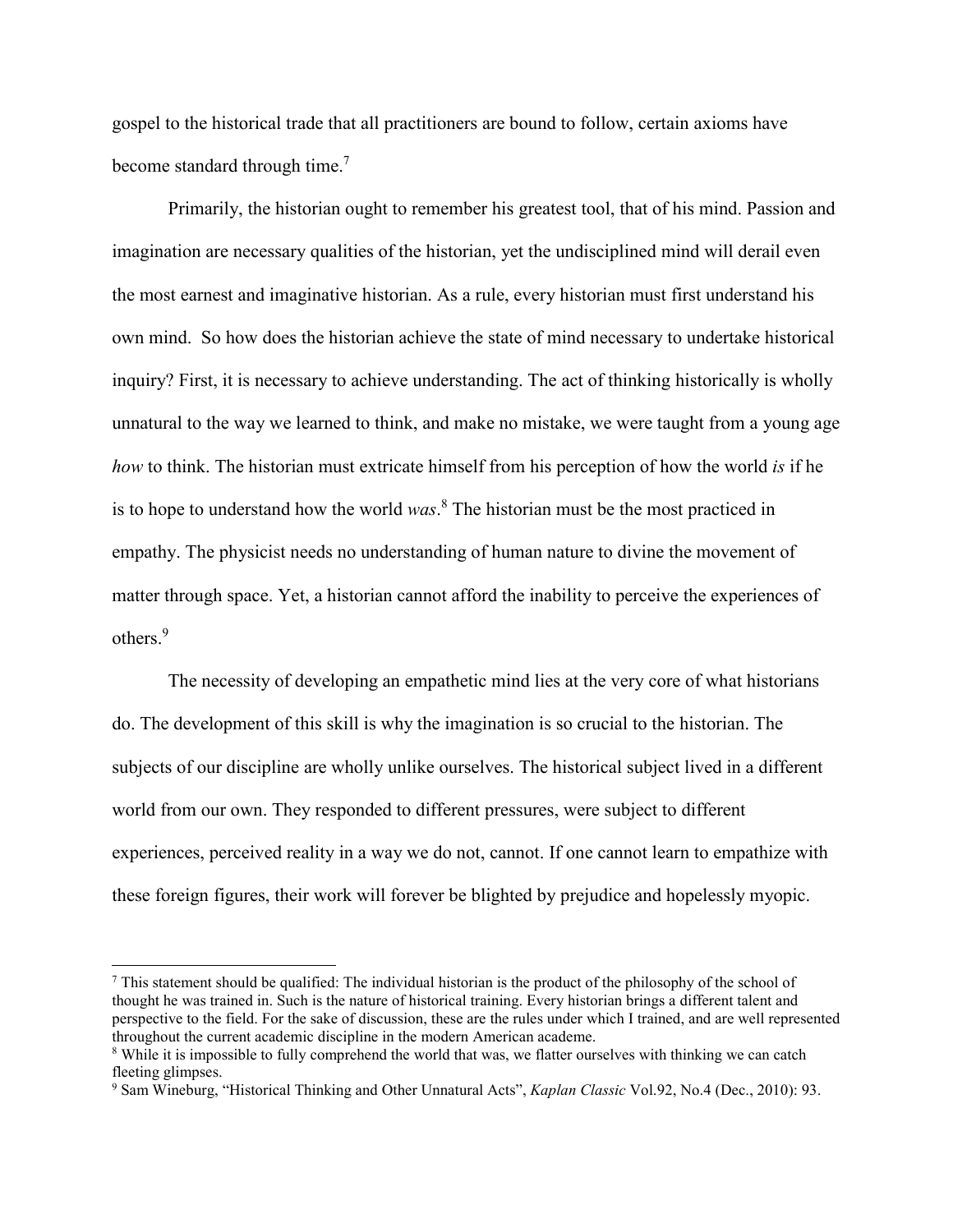gospel to the historical trade that all practitioners are bound to follow, certain axioms have become standard through time.[7]

Primarily, the historian ought to remember his greatest tool, that of his mind. Passion and imagination are necessary qualities of the historian, yet the undisciplined mind will derail even the most earnest and imaginative historian. As a rule, every historian must first understand his own mind. So how does the historian achieve the state of mind necessary to undertake historical inquiry? First, it is necessary to achieve understanding. The act of thinking historically is wholly unnatural to the way we learned to think, and make no mistake, we were taught from a young age *how* to think. The historian must extricate himself from his perception of how the world *is* if he is to hope to understand how the world *was*.[8] The historian must be the most practiced in empathy. The physicist needs no understanding of human nature to divine the movement of matter through space. Yet, a historian cannot afford the inability to perceive the experiences of others.[9]

The necessity of developing an empathetic mind lies at the very core of what historians do. The development of this skill is why the imagination is so crucial to the historian. The subjects of our discipline are wholly unlike ourselves. The historical subject lived in a different world from our own. They responded to different pressures, were subject to different experiences, perceived reality in a way we do not, cannot. If one cannot learn to empathize with these foreign figures, their work will forever be blighted by prejudice and hopelessly myopic.

---

[7] This statement should be qualified: The individual historian is the product of the philosophy of the school of thought he was trained in. Such is the nature of historical training. Every historian brings a different talent and perspective to the field. For the sake of discussion, these are the rules under which I trained, and are well represented throughout the current academic discipline in the modern American academe.

[8] While it is impossible to fully comprehend the world that was, we flatter ourselves with thinking we can catch fleeting glimpses.

[9] Sam Wineburg, "Historical Thinking and Other Unnatural Acts", *Kaplan Classic* Vol.92, No.4 (Dec., 2010): 93.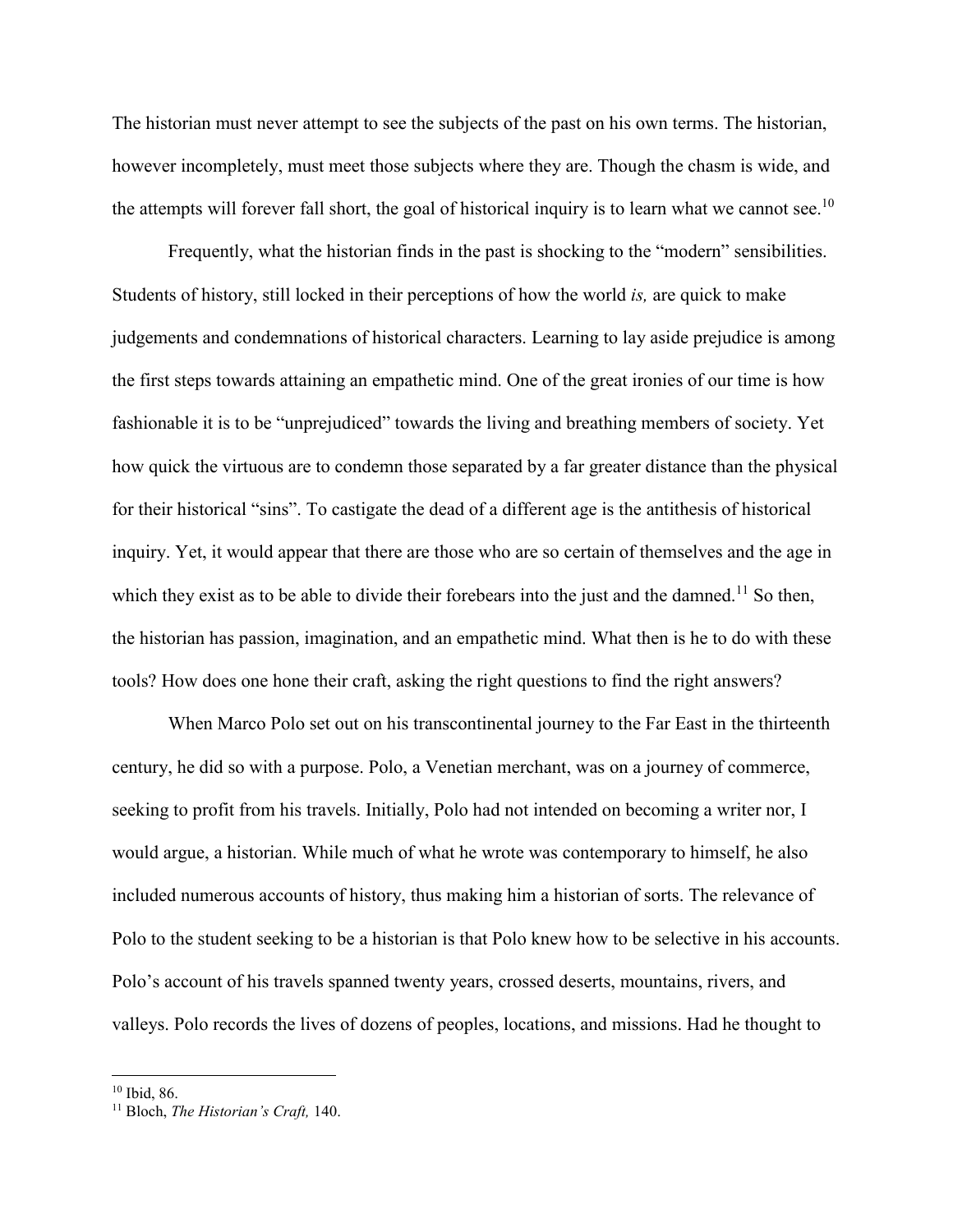The historian must never attempt to see the subjects of the past on his own terms. The historian, however incompletely, must meet those subjects where they are. Though the chasm is wide, and the attempts will forever fall short, the goal of historical inquiry is to learn what we cannot see.[10]

Frequently, what the historian finds in the past is shocking to the "modern" sensibilities. Students of history, still locked in their perceptions of how the world *is,* are quick to make judgements and condemnations of historical characters. Learning to lay aside prejudice is among the first steps towards attaining an empathetic mind. One of the great ironies of our time is how fashionable it is to be "unprejudiced" towards the living and breathing members of society. Yet how quick the virtuous are to condemn those separated by a far greater distance than the physical for their historical "sins". To castigate the dead of a different age is the antithesis of historical inquiry. Yet, it would appear that there are those who are so certain of themselves and the age in which they exist as to be able to divide their forebears into the just and the damned.[11] So then, the historian has passion, imagination, and an empathetic mind. What then is he to do with these tools? How does one hone their craft, asking the right questions to find the right answers?

When Marco Polo set out on his transcontinental journey to the Far East in the thirteenth century, he did so with a purpose. Polo, a Venetian merchant, was on a journey of commerce, seeking to profit from his travels. Initially, Polo had not intended on becoming a writer nor, I would argue, a historian. While much of what he wrote was contemporary to himself, he also included numerous accounts of history, thus making him a historian of sorts. The relevance of Polo to the student seeking to be a historian is that Polo knew how to be selective in his accounts. Polo's account of his travels spanned twenty years, crossed deserts, mountains, rivers, and valleys. Polo records the lives of dozens of peoples, locations, and missions. Had he thought to

---

[10] Ibid, 86.

[11] Bloch, *The Historian's Craft,* 140.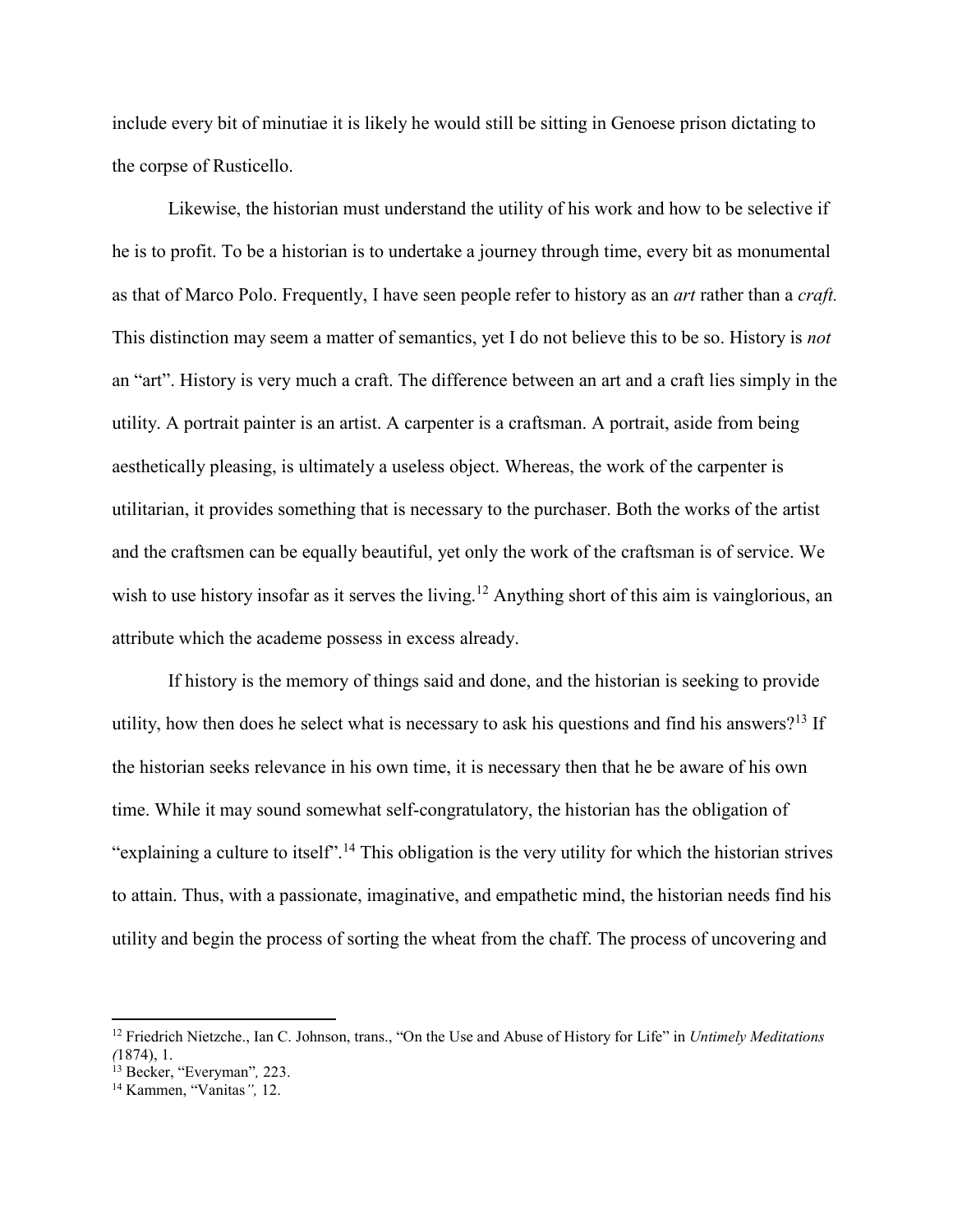include every bit of minutiae it is likely he would still be sitting in Genoese prison dictating to the corpse of Rusticello.

Likewise, the historian must understand the utility of his work and how to be selective if he is to profit. To be a historian is to undertake a journey through time, every bit as monumental as that of Marco Polo. Frequently, I have seen people refer to history as an *art* rather than a *craft.* This distinction may seem a matter of semantics, yet I do not believe this to be so. History is *not* an "art". History is very much a craft. The difference between an art and a craft lies simply in the utility. A portrait painter is an artist. A carpenter is a craftsman. A portrait, aside from being aesthetically pleasing, is ultimately a useless object. Whereas, the work of the carpenter is utilitarian, it provides something that is necessary to the purchaser. Both the works of the artist and the craftsmen can be equally beautiful, yet only the work of the craftsman is of service. We wish to use history insofar as it serves the living.[12] Anything short of this aim is vainglorious, an attribute which the academe possess in excess already.

If history is the memory of things said and done, and the historian is seeking to provide utility, how then does he select what is necessary to ask his questions and find his answers?[13] If the historian seeks relevance in his own time, it is necessary then that he be aware of his own time. While it may sound somewhat self-congratulatory, the historian has the obligation of "explaining a culture to itself".[14] This obligation is the very utility for which the historian strives to attain. Thus, with a passionate, imaginative, and empathetic mind, the historian needs find his utility and begin the process of sorting the wheat from the chaff. The process of uncovering and

---

[12] Friedrich Nietzche., Ian C. Johnson, trans., "On the Use and Abuse of History for Life" in *Untimely Meditations (*1874), 1.

[13] Becker, "Everyman"*,* 223.

[14] Kammen, "Vanitas*",* 12.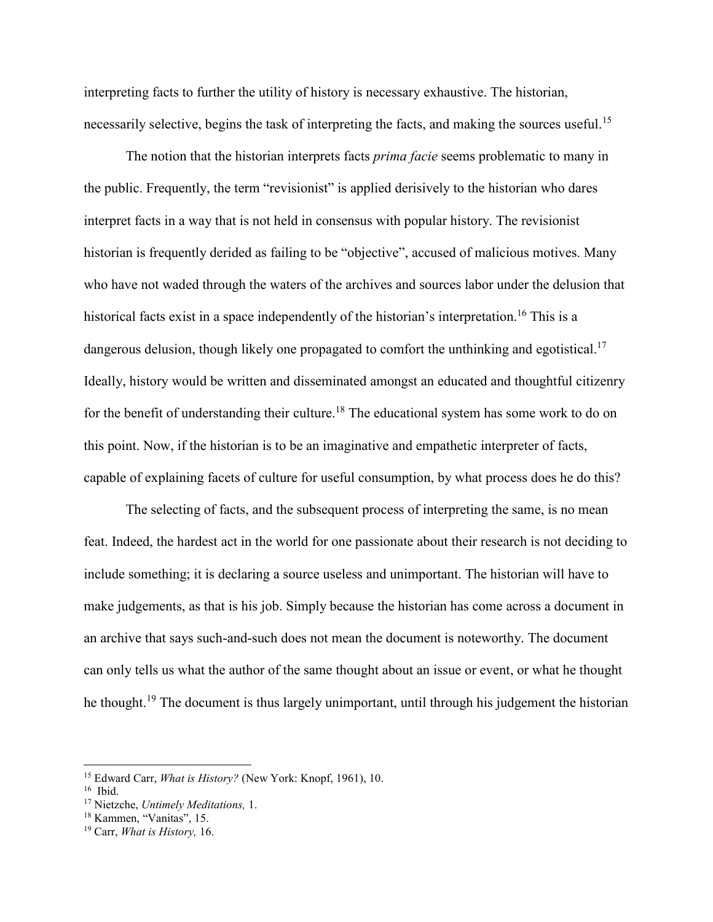interpreting facts to further the utility of history is necessary exhaustive. The historian, necessarily selective, begins the task of interpreting the facts, and making the sources useful.[15]

The notion that the historian interprets facts *prima facie* seems problematic to many in the public. Frequently, the term "revisionist" is applied derisively to the historian who dares interpret facts in a way that is not held in consensus with popular history. The revisionist historian is frequently derided as failing to be "objective", accused of malicious motives. Many who have not waded through the waters of the archives and sources labor under the delusion that historical facts exist in a space independently of the historian's interpretation.[16] This is a dangerous delusion, though likely one propagated to comfort the unthinking and egotistical.[17] Ideally, history would be written and disseminated amongst an educated and thoughtful citizenry for the benefit of understanding their culture.[18] The educational system has some work to do on this point. Now, if the historian is to be an imaginative and empathetic interpreter of facts, capable of explaining facets of culture for useful consumption, by what process does he do this?

The selecting of facts, and the subsequent process of interpreting the same, is no mean feat. Indeed, the hardest act in the world for one passionate about their research is not deciding to include something; it is declaring a source useless and unimportant. The historian will have to make judgements, as that is his job. Simply because the historian has come across a document in an archive that says such-and-such does not mean the document is noteworthy. The document can only tells us what the author of the same thought about an issue or event, or what he thought he thought.[19] The document is thus largely unimportant, until through his judgement the historian

---

[15] Edward Carr, *What is History?* (New York: Knopf, 1961), 10.

[16] Ibid.

[17] Nietzche, *Untimely Meditations,* 1.

[18] Kammen, "Vanitas", 15.

[19] Carr, *What is History,* 16.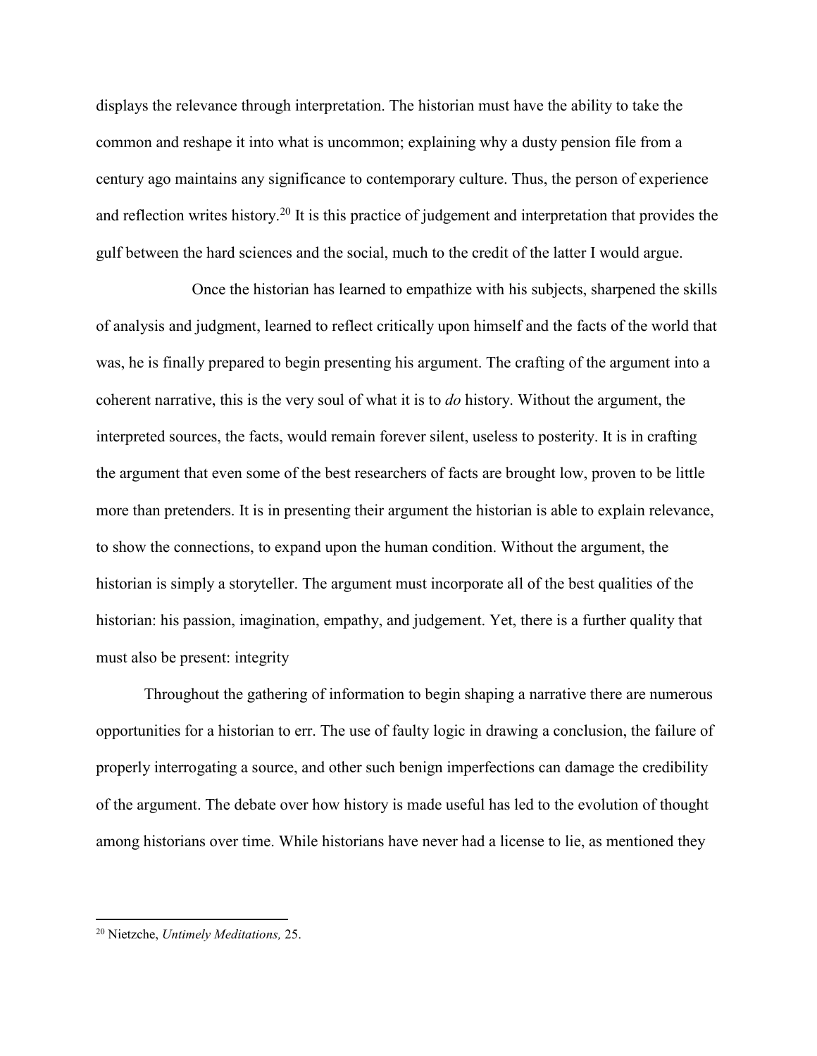displays the relevance through interpretation. The historian must have the ability to take the common and reshape it into what is uncommon; explaining why a dusty pension file from a century ago maintains any significance to contemporary culture. Thus, the person of experience and reflection writes history.[20] It is this practice of judgement and interpretation that provides the gulf between the hard sciences and the social, much to the credit of the latter I would argue.

Once the historian has learned to empathize with his subjects, sharpened the skills of analysis and judgment, learned to reflect critically upon himself and the facts of the world that was, he is finally prepared to begin presenting his argument. The crafting of the argument into a coherent narrative, this is the very soul of what it is to *do* history. Without the argument, the interpreted sources, the facts, would remain forever silent, useless to posterity. It is in crafting the argument that even some of the best researchers of facts are brought low, proven to be little more than pretenders. It is in presenting their argument the historian is able to explain relevance, to show the connections, to expand upon the human condition. Without the argument, the historian is simply a storyteller. The argument must incorporate all of the best qualities of the historian: his passion, imagination, empathy, and judgement. Yet, there is a further quality that must also be present: integrity

Throughout the gathering of information to begin shaping a narrative there are numerous opportunities for a historian to err. The use of faulty logic in drawing a conclusion, the failure of properly interrogating a source, and other such benign imperfections can damage the credibility of the argument. The debate over how history is made useful has led to the evolution of thought among historians over time. While historians have never had a license to lie, as mentioned they

---

[20] Nietzche, *Untimely Meditations,* 25.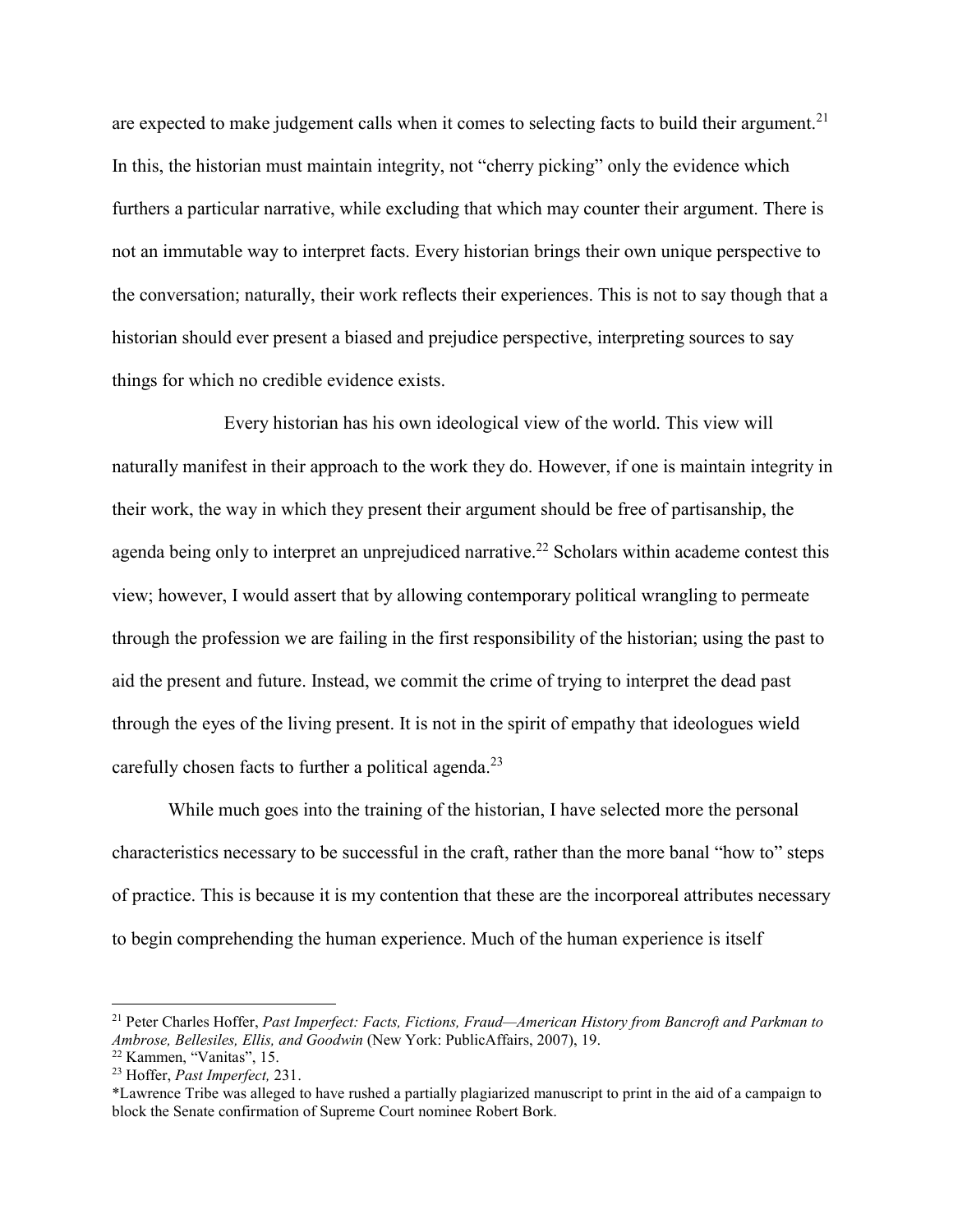are expected to make judgement calls when it comes to selecting facts to build their argument.[21] In this, the historian must maintain integrity, not "cherry picking" only the evidence which furthers a particular narrative, while excluding that which may counter their argument. There is not an immutable way to interpret facts. Every historian brings their own unique perspective to the conversation; naturally, their work reflects their experiences. This is not to say though that a historian should ever present a biased and prejudice perspective, interpreting sources to say things for which no credible evidence exists.

Every historian has his own ideological view of the world. This view will naturally manifest in their approach to the work they do. However, if one is maintain integrity in their work, the way in which they present their argument should be free of partisanship, the agenda being only to interpret an unprejudiced narrative.[22] Scholars within academe contest this view; however, I would assert that by allowing contemporary political wrangling to permeate through the profession we are failing in the first responsibility of the historian; using the past to aid the present and future. Instead, we commit the crime of trying to interpret the dead past through the eyes of the living present. It is not in the spirit of empathy that ideologues wield carefully chosen facts to further a political agenda.[23]

While much goes into the training of the historian, I have selected more the personal characteristics necessary to be successful in the craft, rather than the more banal "how to" steps of practice. This is because it is my contention that these are the incorporeal attributes necessary to begin comprehending the human experience. Much of the human experience is itself

---

[21] Peter Charles Hoffer, *Past Imperfect: Facts, Fictions, Fraud—American History from Bancroft and Parkman to Ambrose, Bellesiles, Ellis, and Goodwin* (New York: PublicAffairs, 2007), 19.

[22] Kammen, "Vanitas", 15.

[23] Hoffer, *Past Imperfect,* 231.

*Lawrence Tribe was alleged to have rushed a partially plagiarized manuscript to print in the aid of a campaign to block the Senate confirmation of Supreme Court nominee Robert Bork.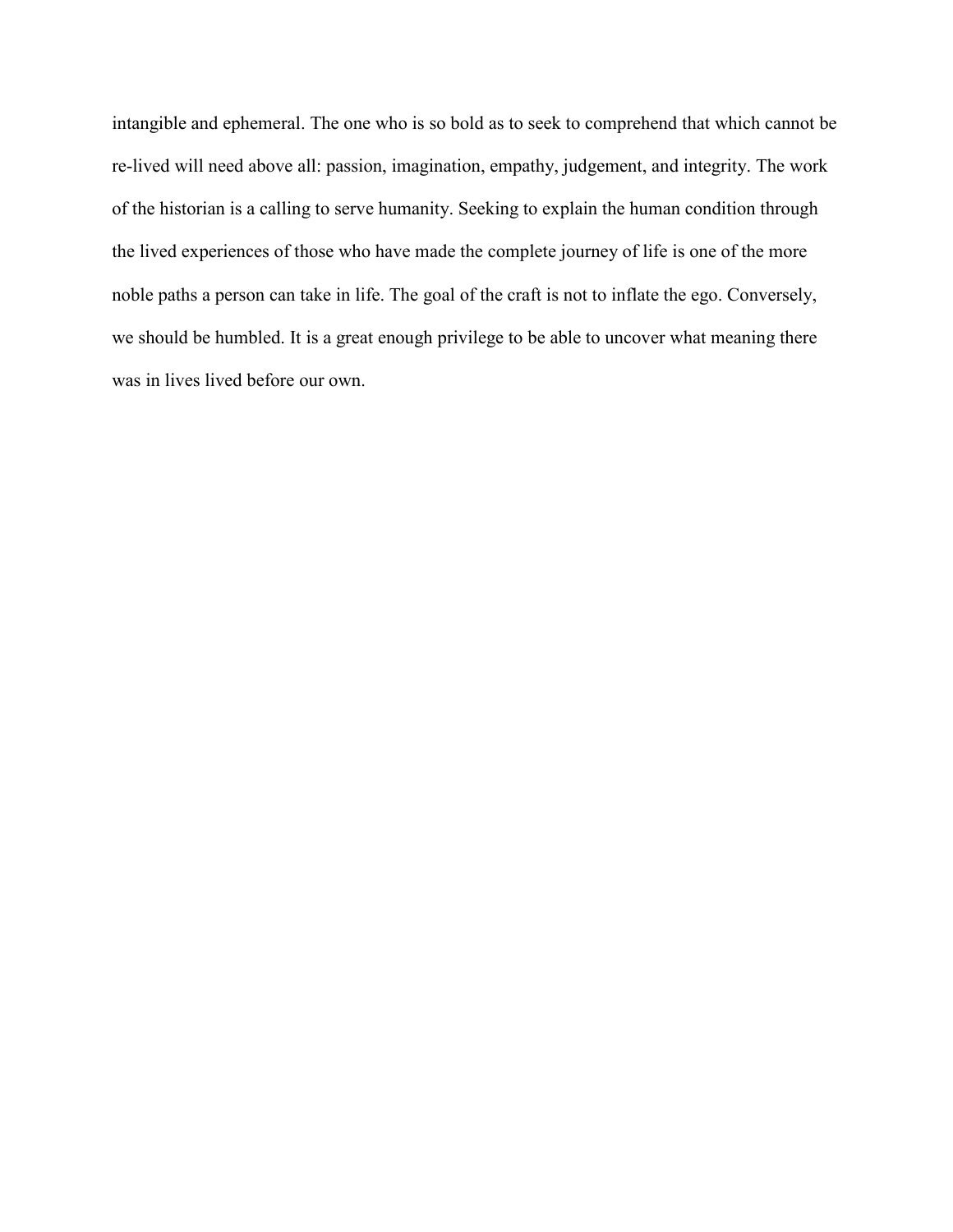intangible and ephemeral. The one who is so bold as to seek to comprehend that which cannot be re-lived will need above all: passion, imagination, empathy, judgement, and integrity. The work of the historian is a calling to serve humanity. Seeking to explain the human condition through the lived experiences of those who have made the complete journey of life is one of the more noble paths a person can take in life. The goal of the craft is not to inflate the ego. Conversely, we should be humbled. It is a great enough privilege to be able to uncover what meaning there was in lives lived before our own.